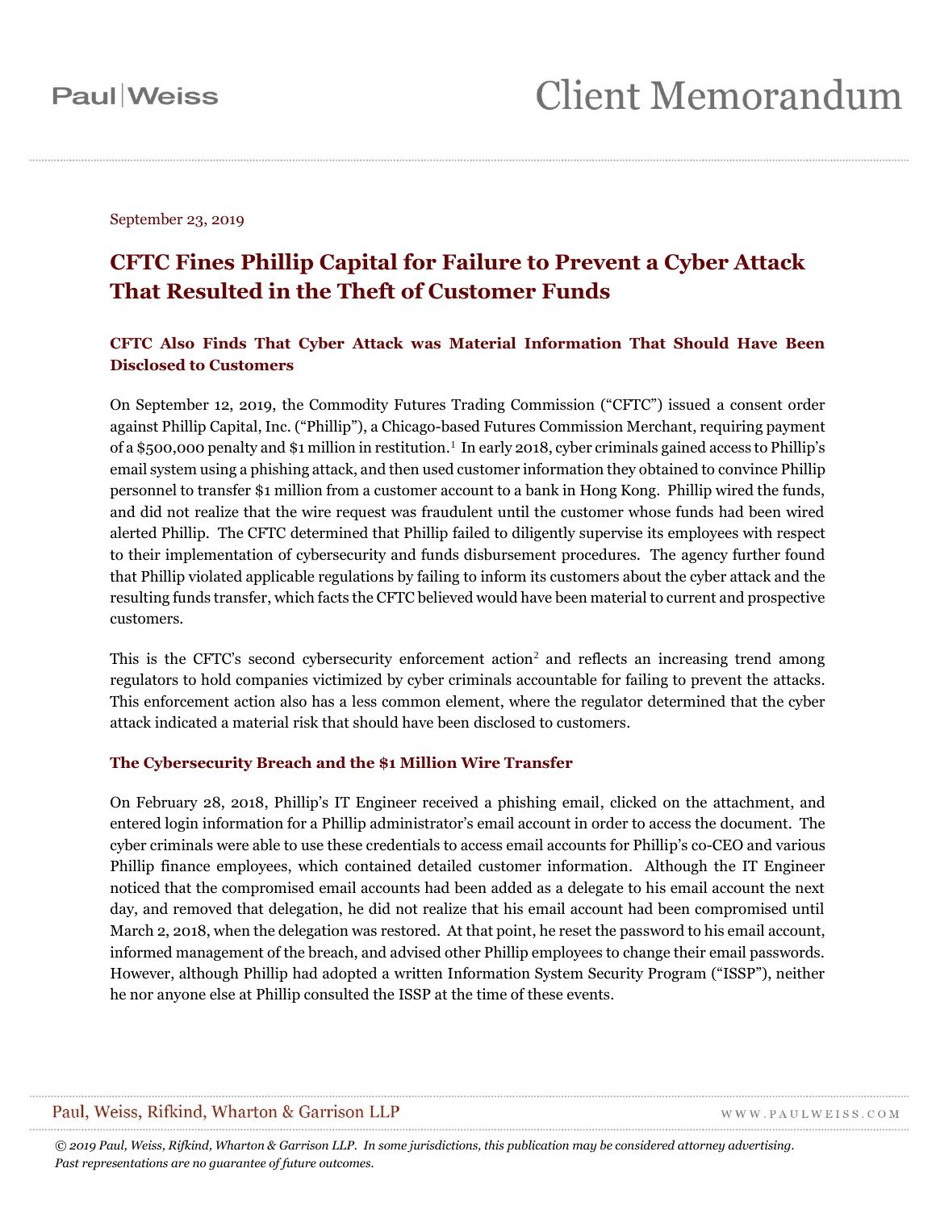Paul|Weiss

# Client Memorandum

September 23, 2019

## CFTC Fines Phillip Capital for Failure to Prevent a Cyber Attack That Resulted in the Theft of Customer Funds

### CFTC Also Finds That Cyber Attack was Material Information That Should Have Been Disclosed to Customers

On September 12, 2019, the Commodity Futures Trading Commission ("CFTC") issued a consent order against Phillip Capital, Inc. ("Phillip"), a Chicago-based Futures Commission Merchant, requiring payment of a $500,000 penalty and $1 million in restitution.[1] In early 2018, cyber criminals gained access to Phillip's email system using a phishing attack, and then used customer information they obtained to convince Phillip personnel to transfer $1 million from a customer account to a bank in Hong Kong. Phillip wired the funds, and did not realize that the wire request was fraudulent until the customer whose funds had been wired alerted Phillip. The CFTC determined that Phillip failed to diligently supervise its employees with respect to their implementation of cybersecurity and funds disbursement procedures. The agency further found that Phillip violated applicable regulations by failing to inform its customers about the cyber attack and the resulting funds transfer, which facts the CFTC believed would have been material to current and prospective customers.

This is the CFTC's second cybersecurity enforcement action[2] and reflects an increasing trend among regulators to hold companies victimized by cyber criminals accountable for failing to prevent the attacks. This enforcement action also has a less common element, where the regulator determined that the cyber attack indicated a material risk that should have been disclosed to customers.

### The Cybersecurity Breach and the $1 Million Wire Transfer

On February 28, 2018, Phillip's IT Engineer received a phishing email, clicked on the attachment, and entered login information for a Phillip administrator's email account in order to access the document. The cyber criminals were able to use these credentials to access email accounts for Phillip's co-CEO and various Phillip finance employees, which contained detailed customer information. Although the IT Engineer noticed that the compromised email accounts had been added as a delegate to his email account the next day, and removed that delegation, he did not realize that his email account had been compromised until March 2, 2018, when the delegation was restored. At that point, he reset the password to his email account, informed management of the breach, and advised other Phillip employees to change their email passwords. However, although Phillip had adopted a written Information System Security Program ("ISSP"), neither he nor anyone else at Phillip consulted the ISSP at the time of these events.

Paul, Weiss, Rifkind, Wharton & Garrison LLP — WWW.PAULWEISS.COM

*© 2019 Paul, Weiss, Rifkind, Wharton & Garrison LLP. In some jurisdictions, this publication may be considered attorney advertising. Past representations are no guarantee of future outcomes.*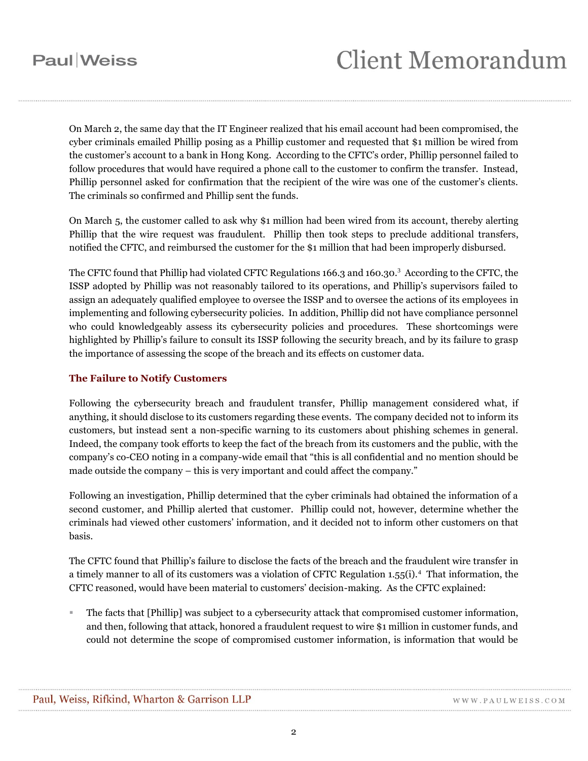On March 2, the same day that the IT Engineer realized that his email account had been compromised, the cyber criminals emailed Phillip posing as a Phillip customer and requested that $1 million be wired from the customer's account to a bank in Hong Kong. According to the CFTC's order, Phillip personnel failed to follow procedures that would have required a phone call to the customer to confirm the transfer. Instead, Phillip personnel asked for confirmation that the recipient of the wire was one of the customer's clients. The criminals so confirmed and Phillip sent the funds.

On March 5, the customer called to ask why $1 million had been wired from its account, thereby alerting Phillip that the wire request was fraudulent. Phillip then took steps to preclude additional transfers, notified the CFTC, and reimbursed the customer for the $1 million that had been improperly disbursed.

The CFTC found that Phillip had violated CFTC Regulations 166.3 and 160.30.[3] According to the CFTC, the ISSP adopted by Phillip was not reasonably tailored to its operations, and Phillip's supervisors failed to assign an adequately qualified employee to oversee the ISSP and to oversee the actions of its employees in implementing and following cybersecurity policies. In addition, Phillip did not have compliance personnel who could knowledgeably assess its cybersecurity policies and procedures. These shortcomings were highlighted by Phillip's failure to consult its ISSP following the security breach, and by its failure to grasp the importance of assessing the scope of the breach and its effects on customer data.

### The Failure to Notify Customers

Following the cybersecurity breach and fraudulent transfer, Phillip management considered what, if anything, it should disclose to its customers regarding these events. The company decided not to inform its customers, but instead sent a non-specific warning to its customers about phishing schemes in general. Indeed, the company took efforts to keep the fact of the breach from its customers and the public, with the company's co-CEO noting in a company-wide email that "this is all confidential and no mention should be made outside the company – this is very important and could affect the company."

Following an investigation, Phillip determined that the cyber criminals had obtained the information of a second customer, and Phillip alerted that customer. Phillip could not, however, determine whether the criminals had viewed other customers' information, and it decided not to inform other customers on that basis.

The CFTC found that Phillip's failure to disclose the facts of the breach and the fraudulent wire transfer in a timely manner to all of its customers was a violation of CFTC Regulation 1.55(i).[4] That information, the CFTC reasoned, would have been material to customers' decision-making. As the CFTC explained:

- The facts that [Phillip] was subject to a cybersecurity attack that compromised customer information, and then, following that attack, honored a fraudulent request to wire $1 million in customer funds, and could not determine the scope of compromised customer information, is information that would be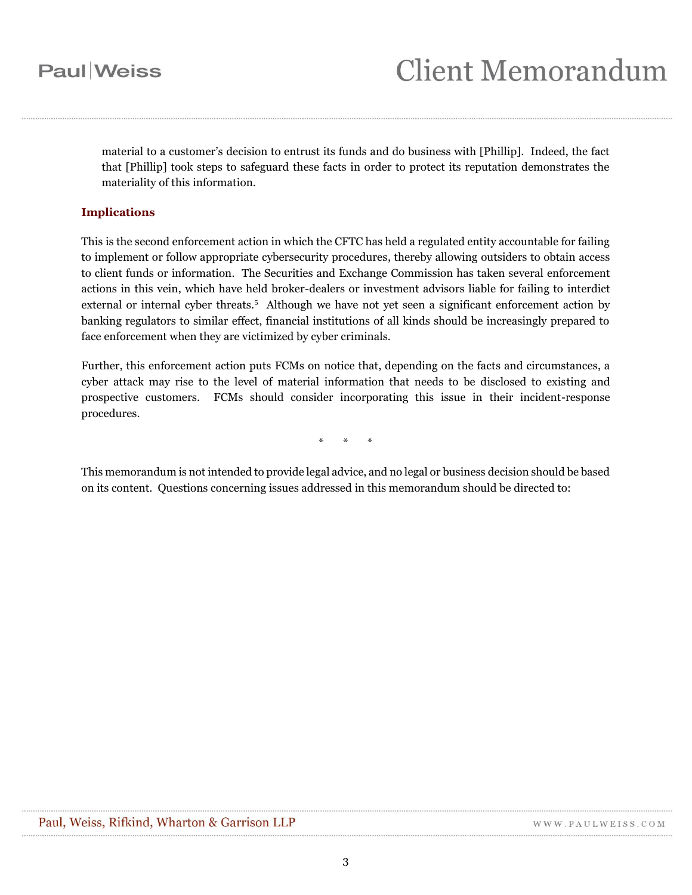material to a customer's decision to entrust its funds and do business with [Phillip]. Indeed, the fact that [Phillip] took steps to safeguard these facts in order to protect its reputation demonstrates the materiality of this information.

### Implications

This is the second enforcement action in which the CFTC has held a regulated entity accountable for failing to implement or follow appropriate cybersecurity procedures, thereby allowing outsiders to obtain access to client funds or information. The Securities and Exchange Commission has taken several enforcement actions in this vein, which have held broker-dealers or investment advisors liable for failing to interdict external or internal cyber threats.[5] Although we have not yet seen a significant enforcement action by banking regulators to similar effect, financial institutions of all kinds should be increasingly prepared to face enforcement when they are victimized by cyber criminals.

Further, this enforcement action puts FCMs on notice that, depending on the facts and circumstances, a cyber attack may rise to the level of material information that needs to be disclosed to existing and prospective customers. FCMs should consider incorporating this issue in their incident-response procedures.

\* \* \*

This memorandum is not intended to provide legal advice, and no legal or business decision should be based on its content. Questions concerning issues addressed in this memorandum should be directed to: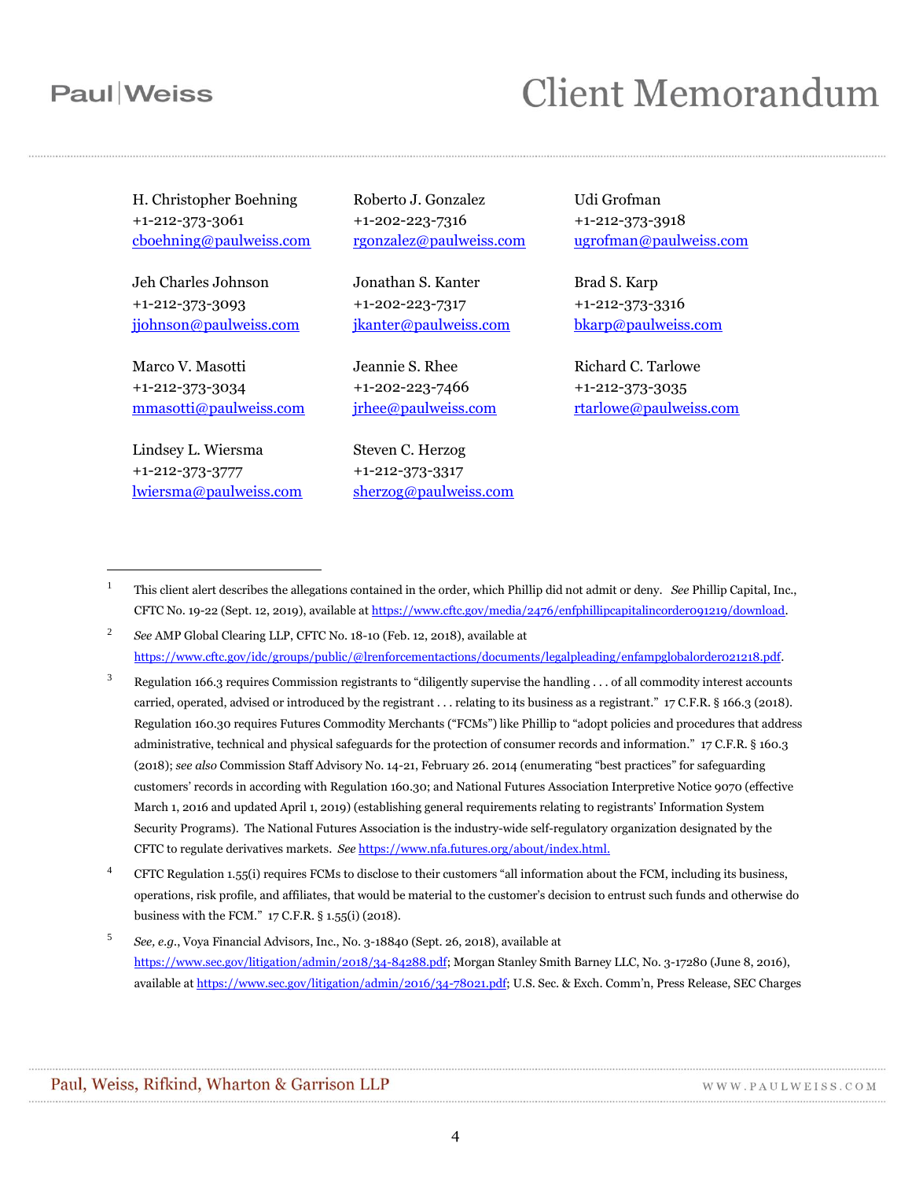H. Christopher Boehning
+1-212-373-3061
[cboehning@paulweiss.com](mailto:cboehning@paulweiss.com)

Roberto J. Gonzalez
+1-202-223-7316
[rgonzalez@paulweiss.com](mailto:rgonzalez@paulweiss.com)

Udi Grofman
+1-212-373-3918
[ugrofman@paulweiss.com](mailto:ugrofman@paulweiss.com)

Jeh Charles Johnson
+1-212-373-3093
[jjohnson@paulweiss.com](mailto:jjohnson@paulweiss.com)

Jonathan S. Kanter
+1-202-223-7317
[jkanter@paulweiss.com](mailto:jkanter@paulweiss.com)

Brad S. Karp
+1-212-373-3316
[bkarp@paulweiss.com](mailto:bkarp@paulweiss.com)

Marco V. Masotti
+1-212-373-3034
[mmasotti@paulweiss.com](mailto:mmasotti@paulweiss.com)

Jeannie S. Rhee
+1-202-223-7466
[jrhee@paulweiss.com](mailto:jrhee@paulweiss.com)

Richard C. Tarlowe
+1-212-373-3035
[rtarlowe@paulweiss.com](mailto:rtarlowe@paulweiss.com)

Lindsey L. Wiersma
+1-212-373-3777
[lwiersma@paulweiss.com](mailto:lwiersma@paulweiss.com)

Steven C. Herzog
+1-212-373-3317
[sherzog@paulweiss.com](mailto:sherzog@paulweiss.com)

---

[1] This client alert describes the allegations contained in the order, which Phillip did not admit or deny. *See* Phillip Capital, Inc., CFTC No. 19-22 (Sept. 12, 2019), available at https://www.cftc.gov/media/2476/enfphillipcapitalincorder091219/download.

[2] *See* AMP Global Clearing LLP, CFTC No. 18-10 (Feb. 12, 2018), available at https://www.cftc.gov/idc/groups/public/@lrenforcementactions/documents/legalpleading/enfampglobalorder021218.pdf.

[3] Regulation 166.3 requires Commission registrants to "diligently supervise the handling . . . of all commodity interest accounts carried, operated, advised or introduced by the registrant . . . relating to its business as a registrant." 17 C.F.R. § 166.3 (2018). Regulation 160.30 requires Futures Commodity Merchants ("FCMs") like Phillip to "adopt policies and procedures that address administrative, technical and physical safeguards for the protection of consumer records and information." 17 C.F.R. § 160.3 (2018); *see also* Commission Staff Advisory No. 14-21, February 26. 2014 (enumerating "best practices" for safeguarding customers' records in according with Regulation 160.30; and National Futures Association Interpretive Notice 9070 (effective March 1, 2016 and updated April 1, 2019) (establishing general requirements relating to registrants' Information System Security Programs). The National Futures Association is the industry-wide self-regulatory organization designated by the CFTC to regulate derivatives markets. *See* https://www.nfa.futures.org/about/index.html.

[4] CFTC Regulation 1.55(i) requires FCMs to disclose to their customers "all information about the FCM, including its business, operations, risk profile, and affiliates, that would be material to the customer's decision to entrust such funds and otherwise do business with the FCM." 17 C.F.R. § 1.55(i) (2018).

[5] *See, e.g.*, Voya Financial Advisors, Inc., No. 3-18840 (Sept. 26, 2018), available at https://www.sec.gov/litigation/admin/2018/34-84288.pdf; Morgan Stanley Smith Barney LLC, No. 3-17280 (June 8, 2016), available at https://www.sec.gov/litigation/admin/2016/34-78021.pdf; U.S. Sec. & Exch. Comm'n, Press Release, SEC Charges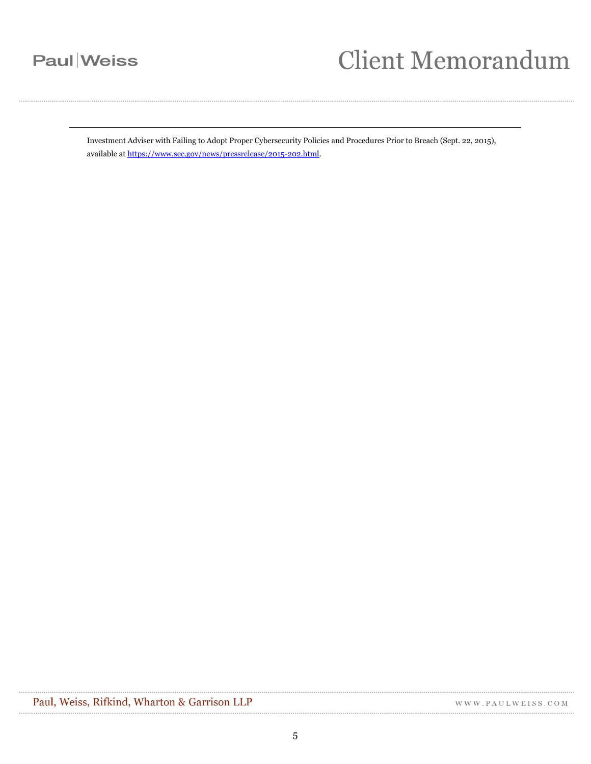Investment Adviser with Failing to Adopt Proper Cybersecurity Policies and Procedures Prior to Breach (Sept. 22, 2015), available at https://www.sec.gov/news/pressrelease/2015-202.html.